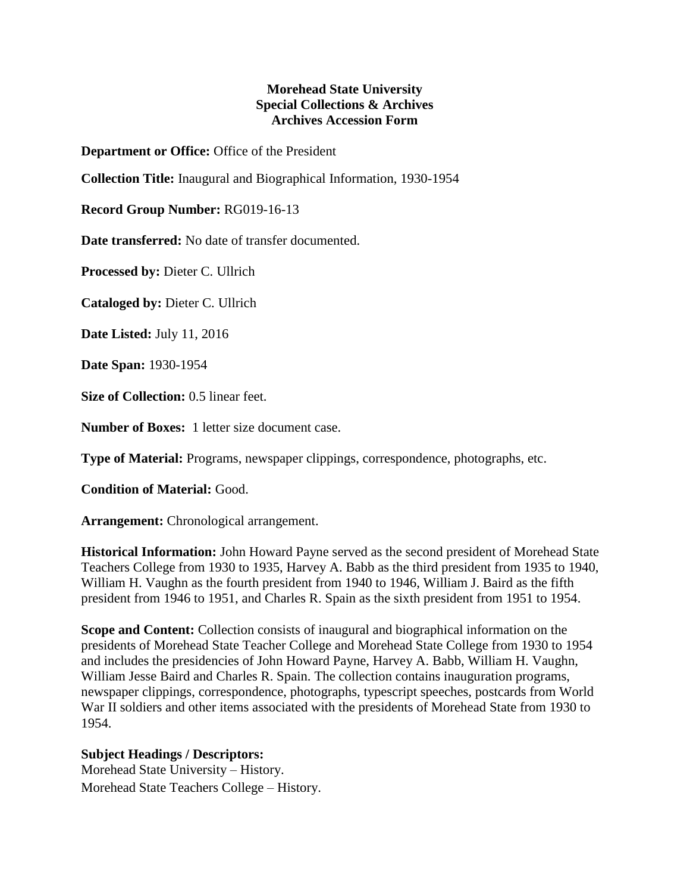**Morehead State University**
**Special Collections & Archives**
**Archives Accession Form**

**Department or Office:** Office of the President

**Collection Title:** Inaugural and Biographical Information, 1930-1954

**Record Group Number:** RG019-16-13

**Date transferred:** No date of transfer documented.

**Processed by:** Dieter C. Ullrich

**Cataloged by:** Dieter C. Ullrich

**Date Listed:** July 11, 2016

**Date Span:** 1930-1954

**Size of Collection:** 0.5 linear feet.

**Number of Boxes:** 1 letter size document case.

**Type of Material:** Programs, newspaper clippings, correspondence, photographs, etc.

**Condition of Material:** Good.

**Arrangement:** Chronological arrangement.

**Historical Information:** John Howard Payne served as the second president of Morehead State Teachers College from 1930 to 1935, Harvey A. Babb as the third president from 1935 to 1940, William H. Vaughn as the fourth president from 1940 to 1946, William J. Baird as the fifth president from 1946 to 1951, and Charles R. Spain as the sixth president from 1951 to 1954.

**Scope and Content:** Collection consists of inaugural and biographical information on the presidents of Morehead State Teacher College and Morehead State College from 1930 to 1954 and includes the presidencies of John Howard Payne, Harvey A. Babb, William H. Vaughn, William Jesse Baird and Charles R. Spain. The collection contains inauguration programs, newspaper clippings, correspondence, photographs, typescript speeches, postcards from World War II soldiers and other items associated with the presidents of Morehead State from 1930 to 1954.

**Subject Headings / Descriptors:**
Morehead State University – History.
Morehead State Teachers College – History.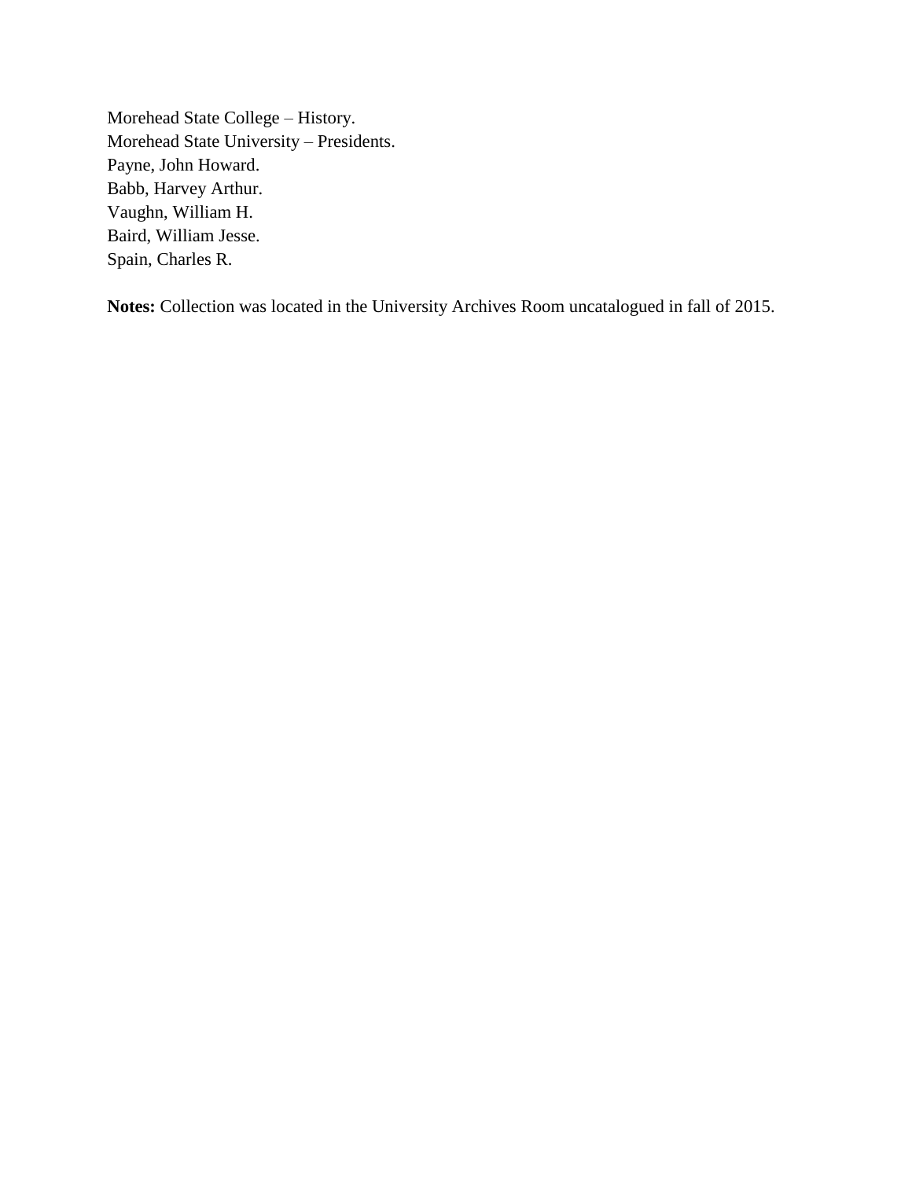Morehead State College – History.
Morehead State University – Presidents.
Payne, John Howard.
Babb, Harvey Arthur.
Vaughn, William H.
Baird, William Jesse.
Spain, Charles R.

**Notes:** Collection was located in the University Archives Room uncatalogued in fall of 2015.